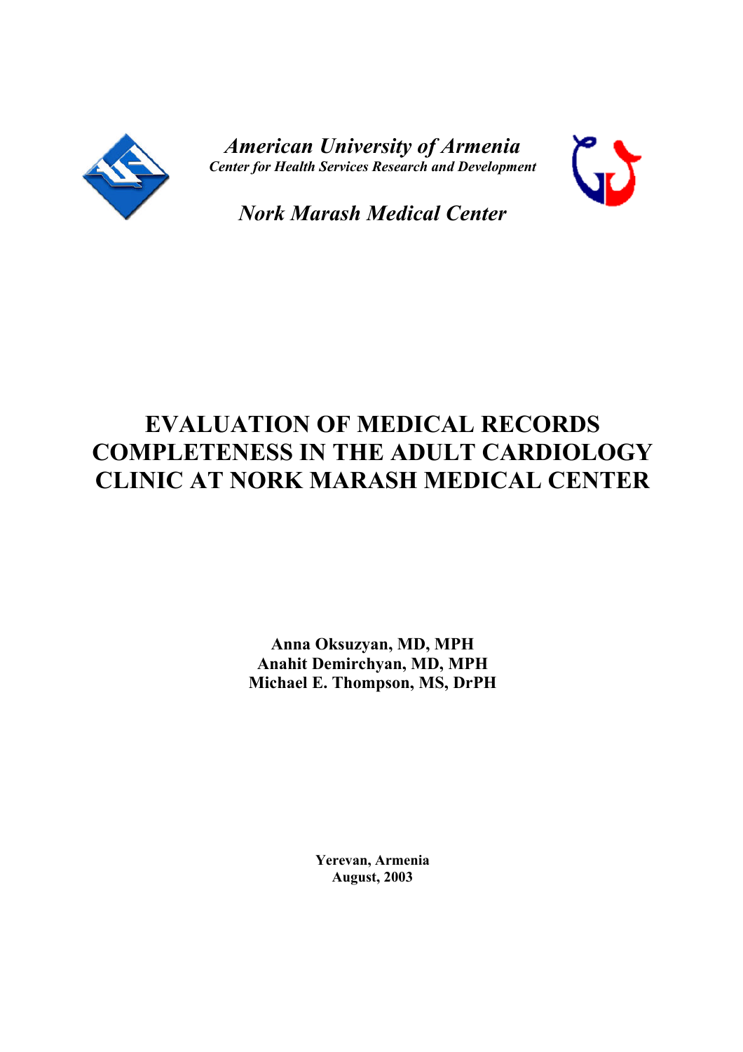*American University of Armenia*
*Center for Health Services Research and Development*

*Nork Marash Medical Center*

# EVALUATION OF MEDICAL RECORDS COMPLETENESS IN THE ADULT CARDIOLOGY CLINIC AT NORK MARASH MEDICAL CENTER

**Anna Oksuzyan, MD, MPH**
**Anahit Demirchyan, MD, MPH**
**Michael E. Thompson, MS, DrPH**

**Yerevan, Armenia**
**August, 2003**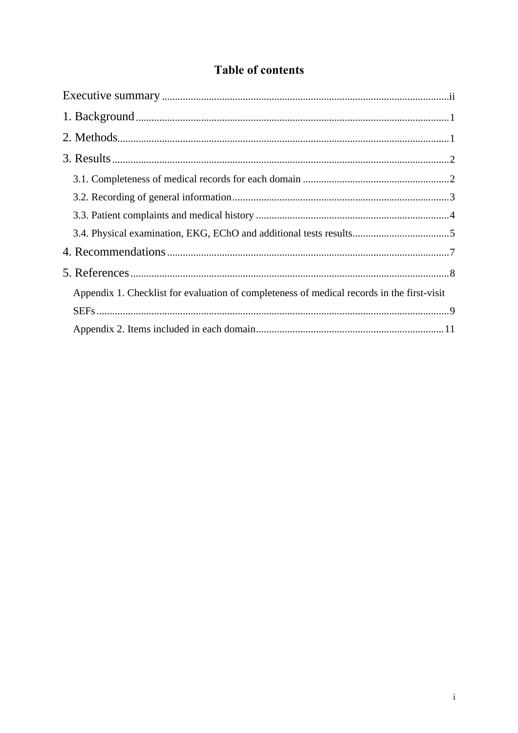# Table of contents

Executive summary ..... ii

1. Background ..... 1

2. Methods ..... 1

3. Results ..... 2

   3.1. Completeness of medical records for each domain ..... 2

   3.2. Recording of general information ..... 3

   3.3. Patient complaints and medical history ..... 4

   3.4. Physical examination, EKG, EChO and additional tests results ..... 5

4. Recommendations ..... 7

5. References ..... 8

   Appendix 1. Checklist for evaluation of completeness of medical records in the first-visit SEFs ..... 9

   Appendix 2. Items included in each domain ..... 11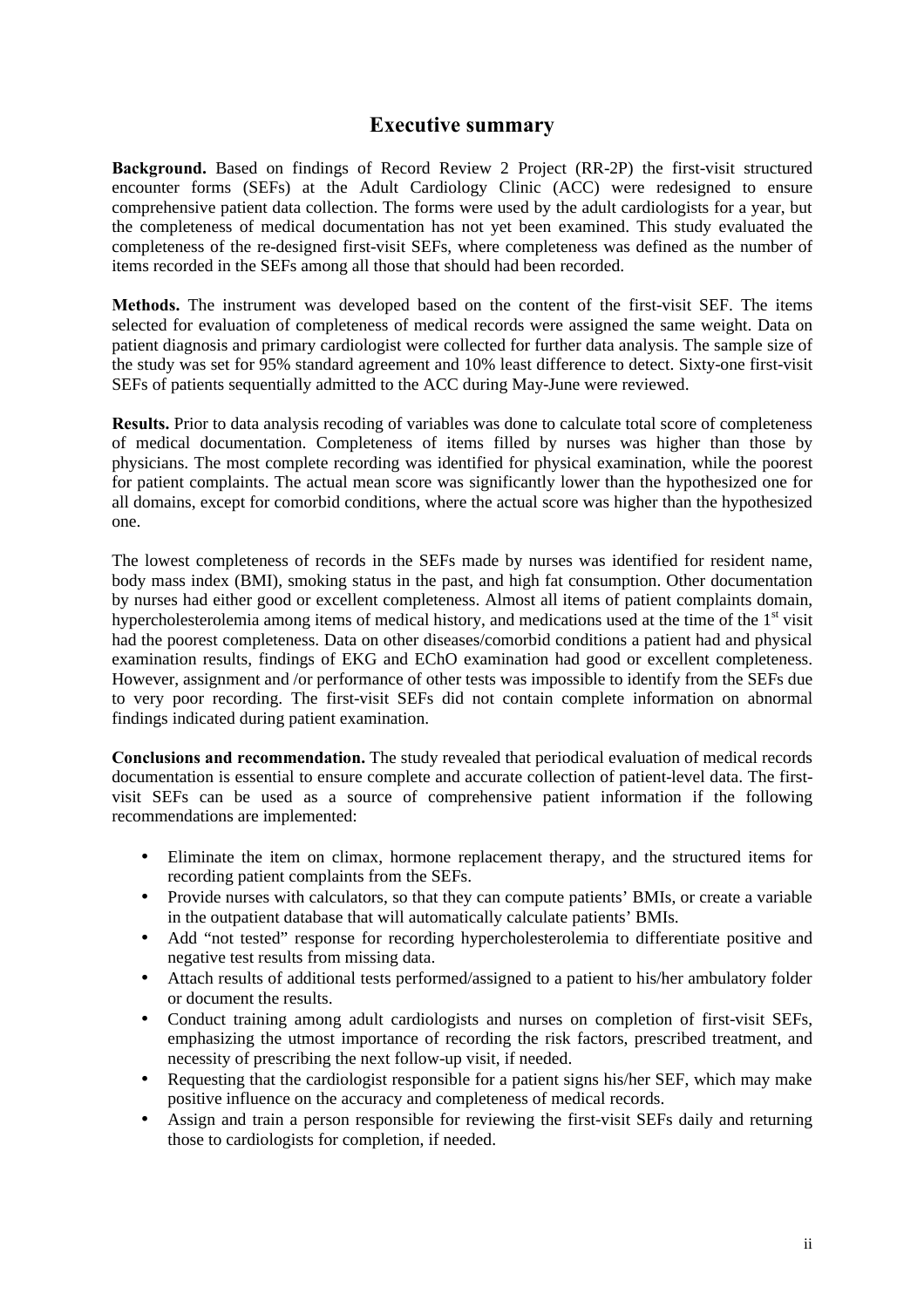# Executive summary

**Background.** Based on findings of Record Review 2 Project (RR-2P) the first-visit structured encounter forms (SEFs) at the Adult Cardiology Clinic (ACC) were redesigned to ensure comprehensive patient data collection. The forms were used by the adult cardiologists for a year, but the completeness of medical documentation has not yet been examined. This study evaluated the completeness of the re-designed first-visit SEFs, where completeness was defined as the number of items recorded in the SEFs among all those that should had been recorded.

**Methods.** The instrument was developed based on the content of the first-visit SEF. The items selected for evaluation of completeness of medical records were assigned the same weight. Data on patient diagnosis and primary cardiologist were collected for further data analysis. The sample size of the study was set for 95% standard agreement and 10% least difference to detect. Sixty-one first-visit SEFs of patients sequentially admitted to the ACC during May-June were reviewed.

**Results.** Prior to data analysis recoding of variables was done to calculate total score of completeness of medical documentation. Completeness of items filled by nurses was higher than those by physicians. The most complete recording was identified for physical examination, while the poorest for patient complaints. The actual mean score was significantly lower than the hypothesized one for all domains, except for comorbid conditions, where the actual score was higher than the hypothesized one.

The lowest completeness of records in the SEFs made by nurses was identified for resident name, body mass index (BMI), smoking status in the past, and high fat consumption. Other documentation by nurses had either good or excellent completeness. Almost all items of patient complaints domain, hypercholesterolemia among items of medical history, and medications used at the time of the 1st visit had the poorest completeness. Data on other diseases/comorbid conditions a patient had and physical examination results, findings of EKG and EChO examination had good or excellent completeness. However, assignment and /or performance of other tests was impossible to identify from the SEFs due to very poor recording. The first-visit SEFs did not contain complete information on abnormal findings indicated during patient examination.

**Conclusions and recommendation.** The study revealed that periodical evaluation of medical records documentation is essential to ensure complete and accurate collection of patient-level data. The first-visit SEFs can be used as a source of comprehensive patient information if the following recommendations are implemented:

- Eliminate the item on climax, hormone replacement therapy, and the structured items for recording patient complaints from the SEFs.
- Provide nurses with calculators, so that they can compute patients' BMIs, or create a variable in the outpatient database that will automatically calculate patients' BMIs.
- Add "not tested" response for recording hypercholesterolemia to differentiate positive and negative test results from missing data.
- Attach results of additional tests performed/assigned to a patient to his/her ambulatory folder or document the results.
- Conduct training among adult cardiologists and nurses on completion of first-visit SEFs, emphasizing the utmost importance of recording the risk factors, prescribed treatment, and necessity of prescribing the next follow-up visit, if needed.
- Requesting that the cardiologist responsible for a patient signs his/her SEF, which may make positive influence on the accuracy and completeness of medical records.
- Assign and train a person responsible for reviewing the first-visit SEFs daily and returning those to cardiologists for completion, if needed.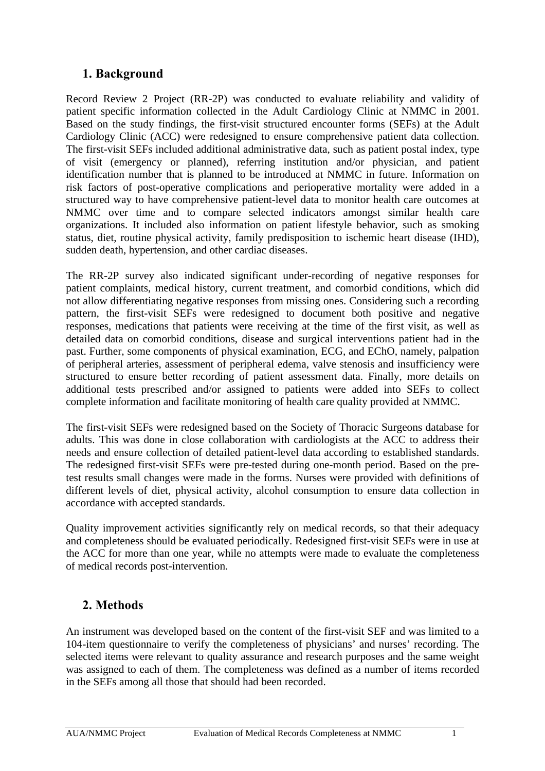## 1. Background

Record Review 2 Project (RR-2P) was conducted to evaluate reliability and validity of patient specific information collected in the Adult Cardiology Clinic at NMMC in 2001. Based on the study findings, the first-visit structured encounter forms (SEFs) at the Adult Cardiology Clinic (ACC) were redesigned to ensure comprehensive patient data collection. The first-visit SEFs included additional administrative data, such as patient postal index, type of visit (emergency or planned), referring institution and/or physician, and patient identification number that is planned to be introduced at NMMC in future. Information on risk factors of post-operative complications and perioperative mortality were added in a structured way to have comprehensive patient-level data to monitor health care outcomes at NMMC over time and to compare selected indicators amongst similar health care organizations. It included also information on patient lifestyle behavior, such as smoking status, diet, routine physical activity, family predisposition to ischemic heart disease (IHD), sudden death, hypertension, and other cardiac diseases.

The RR-2P survey also indicated significant under-recording of negative responses for patient complaints, medical history, current treatment, and comorbid conditions, which did not allow differentiating negative responses from missing ones. Considering such a recording pattern, the first-visit SEFs were redesigned to document both positive and negative responses, medications that patients were receiving at the time of the first visit, as well as detailed data on comorbid conditions, disease and surgical interventions patient had in the past. Further, some components of physical examination, ECG, and EChO, namely, palpation of peripheral arteries, assessment of peripheral edema, valve stenosis and insufficiency were structured to ensure better recording of patient assessment data. Finally, more details on additional tests prescribed and/or assigned to patients were added into SEFs to collect complete information and facilitate monitoring of health care quality provided at NMMC.

The first-visit SEFs were redesigned based on the Society of Thoracic Surgeons database for adults. This was done in close collaboration with cardiologists at the ACC to address their needs and ensure collection of detailed patient-level data according to established standards. The redesigned first-visit SEFs were pre-tested during one-month period. Based on the pre-test results small changes were made in the forms. Nurses were provided with definitions of different levels of diet, physical activity, alcohol consumption to ensure data collection in accordance with accepted standards.

Quality improvement activities significantly rely on medical records, so that their adequacy and completeness should be evaluated periodically. Redesigned first-visit SEFs were in use at the ACC for more than one year, while no attempts were made to evaluate the completeness of medical records post-intervention.

## 2. Methods

An instrument was developed based on the content of the first-visit SEF and was limited to a 104-item questionnaire to verify the completeness of physicians' and nurses' recording. The selected items were relevant to quality assurance and research purposes and the same weight was assigned to each of them. The completeness was defined as a number of items recorded in the SEFs among all those that should had been recorded.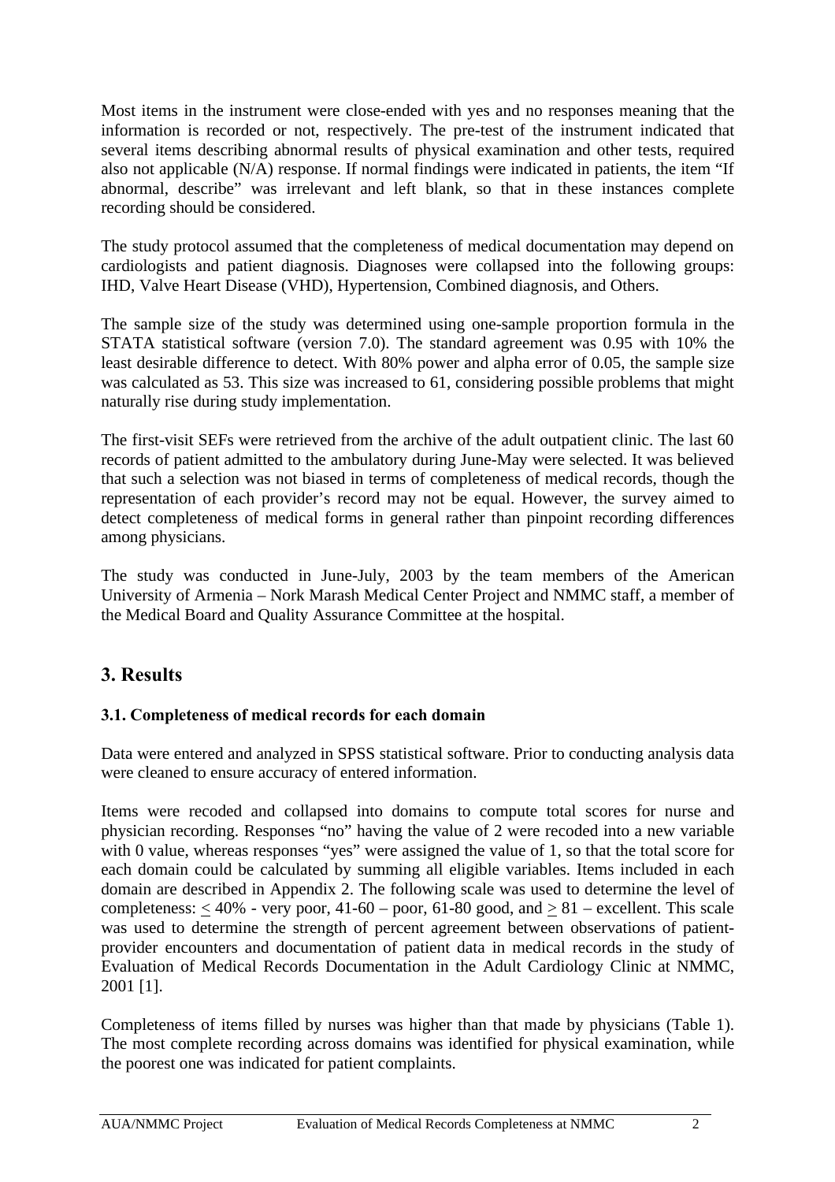Most items in the instrument were close-ended with yes and no responses meaning that the information is recorded or not, respectively. The pre-test of the instrument indicated that several items describing abnormal results of physical examination and other tests, required also not applicable (N/A) response. If normal findings were indicated in patients, the item "If abnormal, describe" was irrelevant and left blank, so that in these instances complete recording should be considered.

The study protocol assumed that the completeness of medical documentation may depend on cardiologists and patient diagnosis. Diagnoses were collapsed into the following groups: IHD, Valve Heart Disease (VHD), Hypertension, Combined diagnosis, and Others.

The sample size of the study was determined using one-sample proportion formula in the STATA statistical software (version 7.0). The standard agreement was 0.95 with 10% the least desirable difference to detect. With 80% power and alpha error of 0.05, the sample size was calculated as 53. This size was increased to 61, considering possible problems that might naturally rise during study implementation.

The first-visit SEFs were retrieved from the archive of the adult outpatient clinic. The last 60 records of patient admitted to the ambulatory during June-May were selected. It was believed that such a selection was not biased in terms of completeness of medical records, though the representation of each provider's record may not be equal. However, the survey aimed to detect completeness of medical forms in general rather than pinpoint recording differences among physicians.

The study was conducted in June-July, 2003 by the team members of the American University of Armenia – Nork Marash Medical Center Project and NMMC staff, a member of the Medical Board and Quality Assurance Committee at the hospital.

## 3. Results

### 3.1. Completeness of medical records for each domain

Data were entered and analyzed in SPSS statistical software. Prior to conducting analysis data were cleaned to ensure accuracy of entered information.

Items were recoded and collapsed into domains to compute total scores for nurse and physician recording. Responses "no" having the value of 2 were recoded into a new variable with 0 value, whereas responses "yes" were assigned the value of 1, so that the total score for each domain could be calculated by summing all eligible variables. Items included in each domain are described in Appendix 2. The following scale was used to determine the level of completeness: $\leq$ 40% - very poor, 41-60 – poor, 61-80 good, and $\geq$ 81 – excellent. This scale was used to determine the strength of percent agreement between observations of patient-provider encounters and documentation of patient data in medical records in the study of Evaluation of Medical Records Documentation in the Adult Cardiology Clinic at NMMC, 2001 [1].

Completeness of items filled by nurses was higher than that made by physicians (Table 1). The most complete recording across domains was identified for physical examination, while the poorest one was indicated for patient complaints.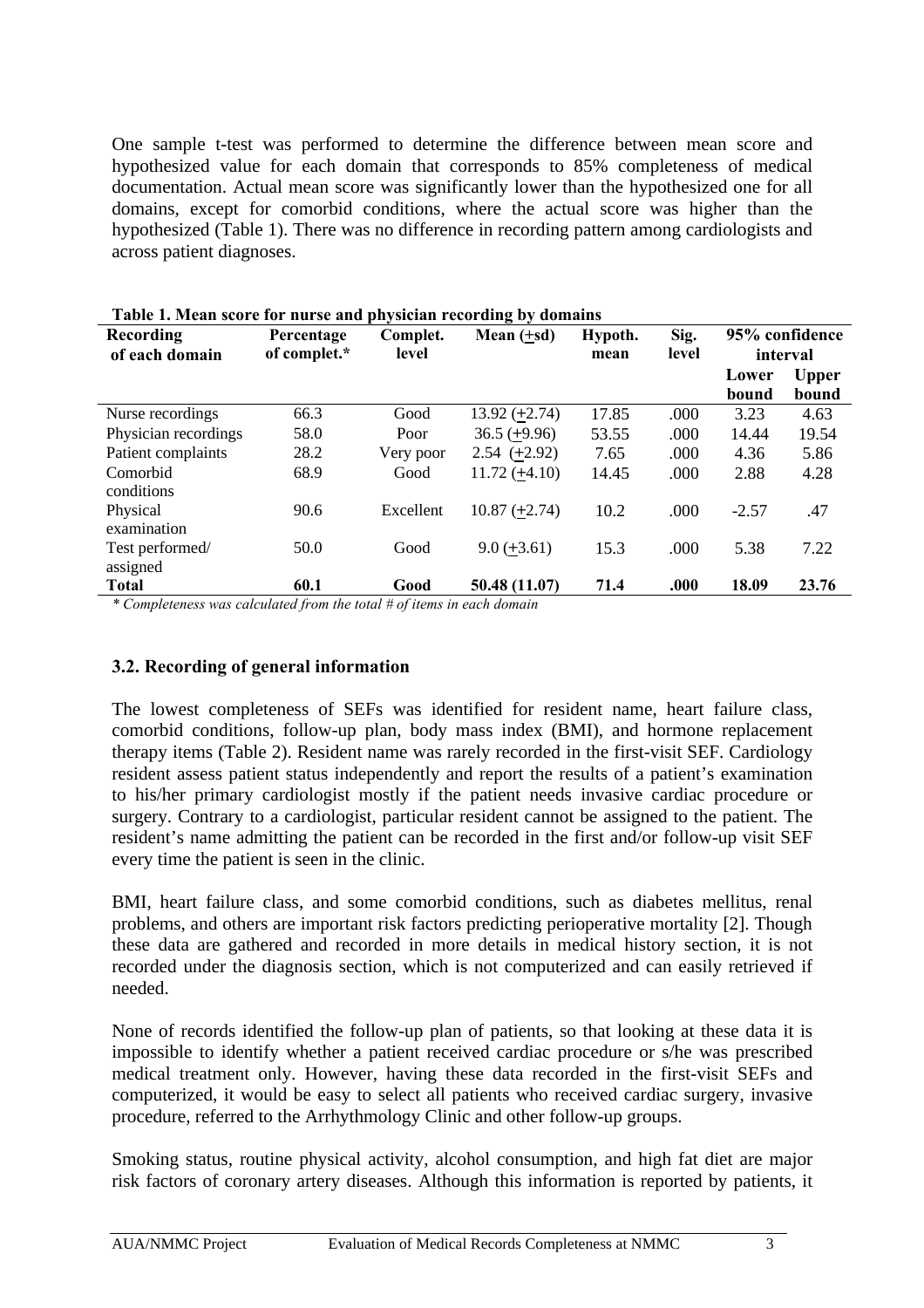One sample t-test was performed to determine the difference between mean score and hypothesized value for each domain that corresponds to 85% completeness of medical documentation. Actual mean score was significantly lower than the hypothesized one for all domains, except for comorbid conditions, where the actual score was higher than the hypothesized (Table 1). There was no difference in recording pattern among cardiologists and across patient diagnoses.

**Table 1. Mean score for nurse and physician recording by domains**

| Recording of each domain | Percentage of complet.* | Complet. level | Mean (+sd) | Hypoth. mean | Sig. level | 95% confidence interval | |
|---|---|---|---|---|---|---|---|
| | | | | | | Lower bound | Upper bound |
| Nurse recordings | 66.3 | Good | 13.92 (+2.74) | 17.85 | .000 | 3.23 | 4.63 |
| Physician recordings | 58.0 | Poor | 36.5 (+9.96) | 53.55 | .000 | 14.44 | 19.54 |
| Patient complaints | 28.2 | Very poor | 2.54 (+2.92) | 7.65 | .000 | 4.36 | 5.86 |
| Comorbid conditions | 68.9 | Good | 11.72 (+4.10) | 14.45 | .000 | 2.88 | 4.28 |
| Physical examination | 90.6 | Excellent | 10.87 (+2.74) | 10.2 | .000 | -2.57 | .47 |
| Test performed/ assigned | 50.0 | Good | 9.0 (+3.61) | 15.3 | .000 | 5.38 | 7.22 |
| **Total** | **60.1** | **Good** | **50.48 (11.07)** | **71.4** | **.000** | **18.09** | **23.76** |

*\* Completeness was calculated from the total # of items in each domain*

### 3.2. Recording of general information

The lowest completeness of SEFs was identified for resident name, heart failure class, comorbid conditions, follow-up plan, body mass index (BMI), and hormone replacement therapy items (Table 2). Resident name was rarely recorded in the first-visit SEF. Cardiology resident assess patient status independently and report the results of a patient's examination to his/her primary cardiologist mostly if the patient needs invasive cardiac procedure or surgery. Contrary to a cardiologist, particular resident cannot be assigned to the patient. The resident's name admitting the patient can be recorded in the first and/or follow-up visit SEF every time the patient is seen in the clinic.

BMI, heart failure class, and some comorbid conditions, such as diabetes mellitus, renal problems, and others are important risk factors predicting perioperative mortality [2]. Though these data are gathered and recorded in more details in medical history section, it is not recorded under the diagnosis section, which is not computerized and can easily retrieved if needed.

None of records identified the follow-up plan of patients, so that looking at these data it is impossible to identify whether a patient received cardiac procedure or s/he was prescribed medical treatment only. However, having these data recorded in the first-visit SEFs and computerized, it would be easy to select all patients who received cardiac surgery, invasive procedure, referred to the Arrhythmology Clinic and other follow-up groups.

Smoking status, routine physical activity, alcohol consumption, and high fat diet are major risk factors of coronary artery diseases. Although this information is reported by patients, it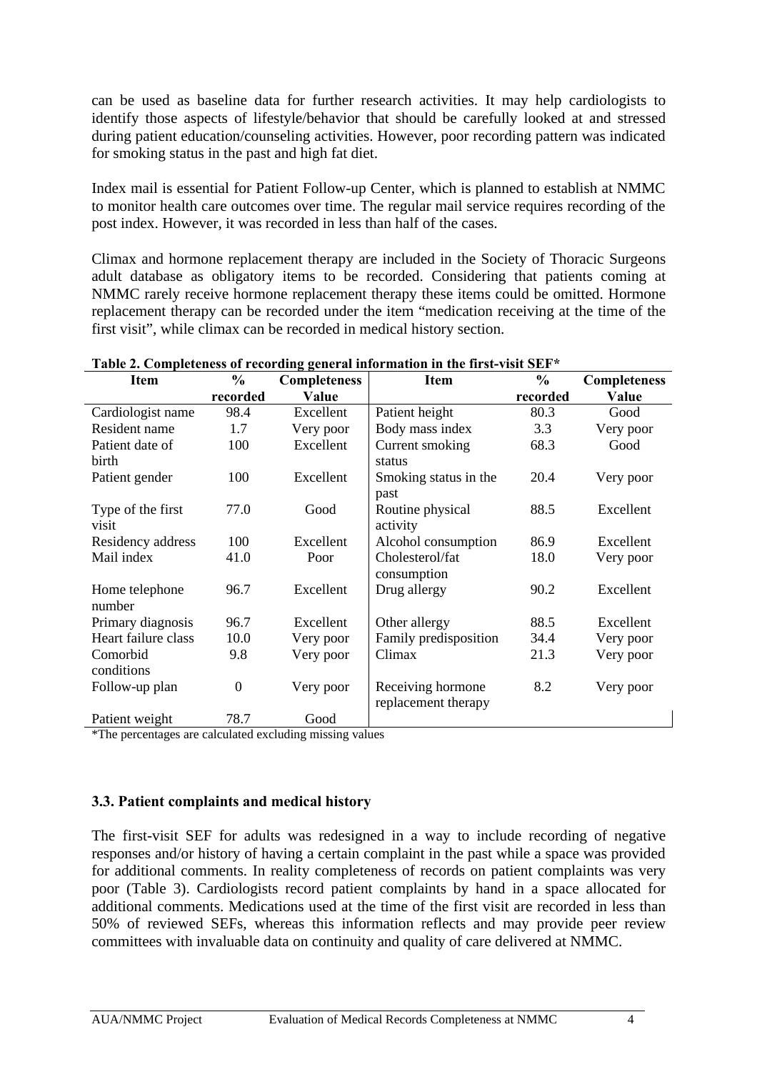can be used as baseline data for further research activities. It may help cardiologists to identify those aspects of lifestyle/behavior that should be carefully looked at and stressed during patient education/counseling activities. However, poor recording pattern was indicated for smoking status in the past and high fat diet.

Index mail is essential for Patient Follow-up Center, which is planned to establish at NMMC to monitor health care outcomes over time. The regular mail service requires recording of the post index. However, it was recorded in less than half of the cases.

Climax and hormone replacement therapy are included in the Society of Thoracic Surgeons adult database as obligatory items to be recorded. Considering that patients coming at NMMC rarely receive hormone replacement therapy these items could be omitted. Hormone replacement therapy can be recorded under the item "medication receiving at the time of the first visit", while climax can be recorded in medical history section.

**Table 2. Completeness of recording general information in the first-visit SEF***

| Item | % recorded | Completeness Value | Item | % recorded | Completeness Value |
|---|---|---|---|---|---|
| Cardiologist name | 98.4 | Excellent | Patient height | 80.3 | Good |
| Resident name | 1.7 | Very poor | Body mass index | 3.3 | Very poor |
| Patient date of birth | 100 | Excellent | Current smoking status | 68.3 | Good |
| Patient gender | 100 | Excellent | Smoking status in the past | 20.4 | Very poor |
| Type of the first visit | 77.0 | Good | Routine physical activity | 88.5 | Excellent |
| Residency address | 100 | Excellent | Alcohol consumption | 86.9 | Excellent |
| Mail index | 41.0 | Poor | Cholesterol/fat consumption | 18.0 | Very poor |
| Home telephone number | 96.7 | Excellent | Drug allergy | 90.2 | Excellent |
| Primary diagnosis | 96.7 | Excellent | Other allergy | 88.5 | Excellent |
| Heart failure class | 10.0 | Very poor | Family predisposition | 34.4 | Very poor |
| Comorbid conditions | 9.8 | Very poor | Climax | 21.3 | Very poor |
| Follow-up plan | 0 | Very poor | Receiving hormone replacement therapy | 8.2 | Very poor |
| Patient weight | 78.7 | Good | | | |

*The percentages are calculated excluding missing values

### 3.3. Patient complaints and medical history

The first-visit SEF for adults was redesigned in a way to include recording of negative responses and/or history of having a certain complaint in the past while a space was provided for additional comments. In reality completeness of records on patient complaints was very poor (Table 3). Cardiologists record patient complaints by hand in a space allocated for additional comments. Medications used at the time of the first visit are recorded in less than 50% of reviewed SEFs, whereas this information reflects and may provide peer review committees with invaluable data on continuity and quality of care delivered at NMMC.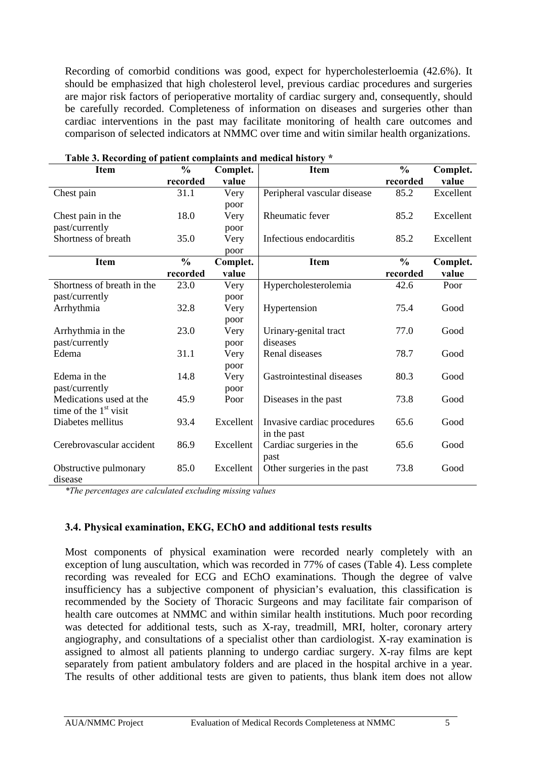Recording of comorbid conditions was good, expect for hypercholesterloemia (42.6%). It should be emphasized that high cholesterol level, previous cardiac procedures and surgeries are major risk factors of perioperative mortality of cardiac surgery and, consequently, should be carefully recorded. Completeness of information on diseases and surgeries other than cardiac interventions in the past may facilitate monitoring of health care outcomes and comparison of selected indicators at NMMC over time and witin similar health organizations.

**Table 3. Recording of patient complaints and medical history \***

| Item | % recorded | Complet. value | Item | % recorded | Complet. value |
|---|---|---|---|---|---|
| Chest pain | 31.1 | Very poor | Peripheral vascular disease | 85.2 | Excellent |
| Chest pain in the past/currently | 18.0 | Very poor | Rheumatic fever | 85.2 | Excellent |
| Shortness of breath | 35.0 | Very poor | Infectious endocarditis | 85.2 | Excellent |
| Shortness of breath in the past/currently | 23.0 | Very poor | Hypercholesterolemia | 42.6 | Poor |
| Arrhythmia | 32.8 | Very poor | Hypertension | 75.4 | Good |
| Arrhythmia in the past/currently | 23.0 | Very poor | Urinary-genital tract diseases | 77.0 | Good |
| Edema | 31.1 | Very poor | Renal diseases | 78.7 | Good |
| Edema in the past/currently | 14.8 | Very poor | Gastrointestinal diseases | 80.3 | Good |
| Medications used at the time of the 1st visit | 45.9 | Poor | Diseases in the past | 73.8 | Good |
| Diabetes mellitus | 93.4 | Excellent | Invasive cardiac procedures in the past | 65.6 | Good |
| Cerebrovascular accident | 86.9 | Excellent | Cardiac surgeries in the past | 65.6 | Good |
| Obstructive pulmonary disease | 85.0 | Excellent | Other surgeries in the past | 73.8 | Good |

*\*The percentages are calculated excluding missing values*

### 3.4. Physical examination, EKG, EChO and additional tests results

Most components of physical examination were recorded nearly completely with an exception of lung auscultation, which was recorded in 77% of cases (Table 4). Less complete recording was revealed for ECG and EChO examinations. Though the degree of valve insufficiency has a subjective component of physician's evaluation, this classification is recommended by the Society of Thoracic Surgeons and may facilitate fair comparison of health care outcomes at NMMC and within similar health institutions. Much poor recording was detected for additional tests, such as X-ray, treadmill, MRI, holter, coronary artery angiography, and consultations of a specialist other than cardiologist. X-ray examination is assigned to almost all patients planning to undergo cardiac surgery. X-ray films are kept separately from patient ambulatory folders and are placed in the hospital archive in a year. The results of other additional tests are given to patients, thus blank item does not allow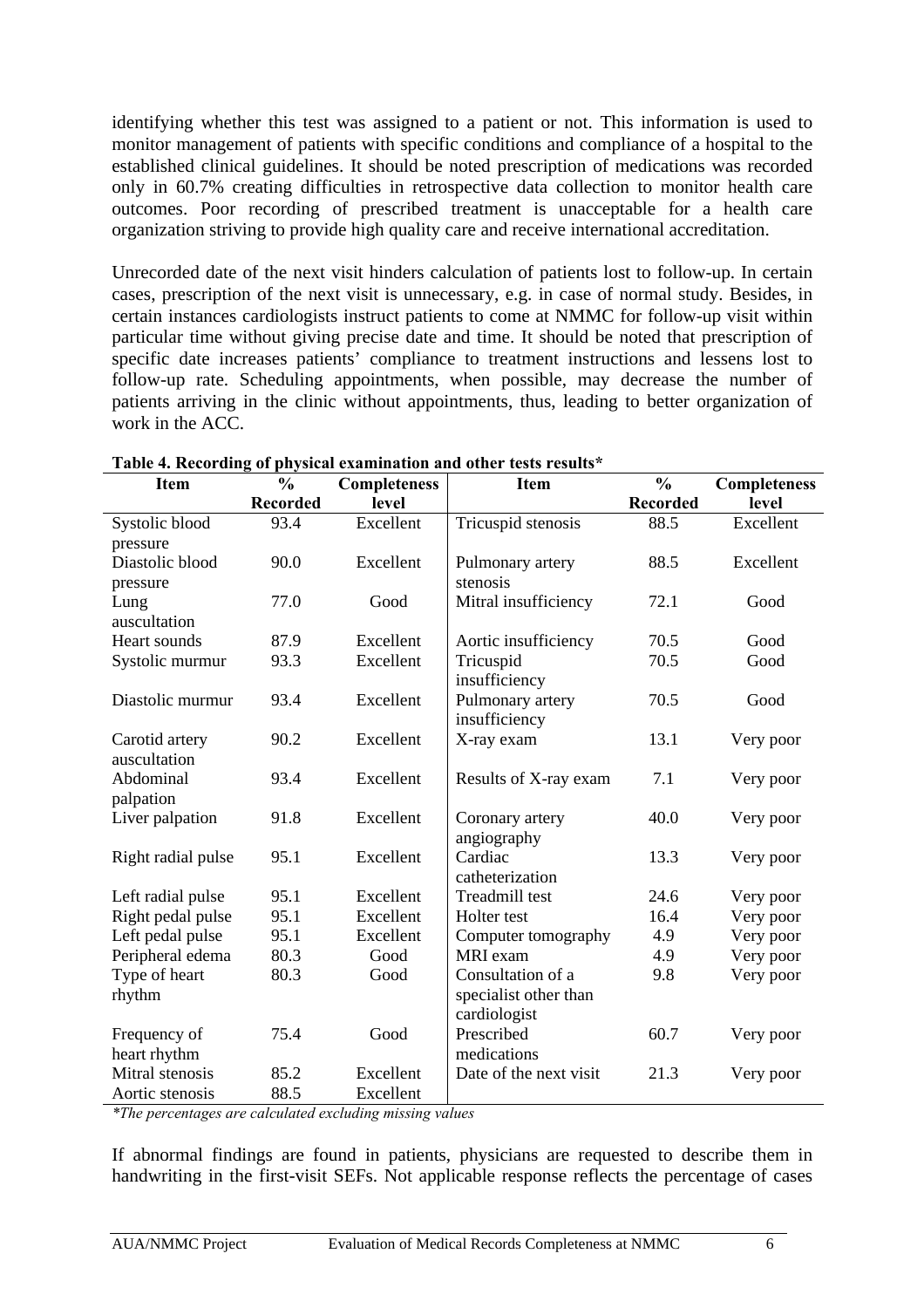identifying whether this test was assigned to a patient or not. This information is used to monitor management of patients with specific conditions and compliance of a hospital to the established clinical guidelines. It should be noted prescription of medications was recorded only in 60.7% creating difficulties in retrospective data collection to monitor health care outcomes. Poor recording of prescribed treatment is unacceptable for a health care organization striving to provide high quality care and receive international accreditation.

Unrecorded date of the next visit hinders calculation of patients lost to follow-up. In certain cases, prescription of the next visit is unnecessary, e.g. in case of normal study. Besides, in certain instances cardiologists instruct patients to come at NMMC for follow-up visit within particular time without giving precise date and time. It should be noted that prescription of specific date increases patients' compliance to treatment instructions and lessens lost to follow-up rate. Scheduling appointments, when possible, may decrease the number of patients arriving in the clinic without appointments, thus, leading to better organization of work in the ACC.

**Table 4. Recording of physical examination and other tests results***

| Item | % Recorded | Completeness level | Item | % Recorded | Completeness level |
|---|---|---|---|---|---|
| Systolic blood pressure | 93.4 | Excellent | Tricuspid stenosis | 88.5 | Excellent |
| Diastolic blood pressure | 90.0 | Excellent | Pulmonary artery stenosis | 88.5 | Excellent |
| Lung auscultation | 77.0 | Good | Mitral insufficiency | 72.1 | Good |
| Heart sounds | 87.9 | Excellent | Aortic insufficiency | 70.5 | Good |
| Systolic murmur | 93.3 | Excellent | Tricuspid insufficiency | 70.5 | Good |
| Diastolic murmur | 93.4 | Excellent | Pulmonary artery insufficiency | 70.5 | Good |
| Carotid artery auscultation | 90.2 | Excellent | X-ray exam | 13.1 | Very poor |
| Abdominal palpation | 93.4 | Excellent | Results of X-ray exam | 7.1 | Very poor |
| Liver palpation | 91.8 | Excellent | Coronary artery angiography | 40.0 | Very poor |
| Right radial pulse | 95.1 | Excellent | Cardiac catheterization | 13.3 | Very poor |
| Left radial pulse | 95.1 | Excellent | Treadmill test | 24.6 | Very poor |
| Right pedal pulse | 95.1 | Excellent | Holter test | 16.4 | Very poor |
| Left pedal pulse | 95.1 | Excellent | Computer tomography | 4.9 | Very poor |
| Peripheral edema | 80.3 | Good | MRI exam | 4.9 | Very poor |
| Type of heart rhythm | 80.3 | Good | Consultation of a specialist other than cardiologist | 9.8 | Very poor |
| Frequency of heart rhythm | 75.4 | Good | Prescribed medications | 60.7 | Very poor |
| Mitral stenosis | 85.2 | Excellent | Date of the next visit | 21.3 | Very poor |
| Aortic stenosis | 88.5 | Excellent | | | |

*\*The percentages are calculated excluding missing values*

If abnormal findings are found in patients, physicians are requested to describe them in handwriting in the first-visit SEFs. Not applicable response reflects the percentage of cases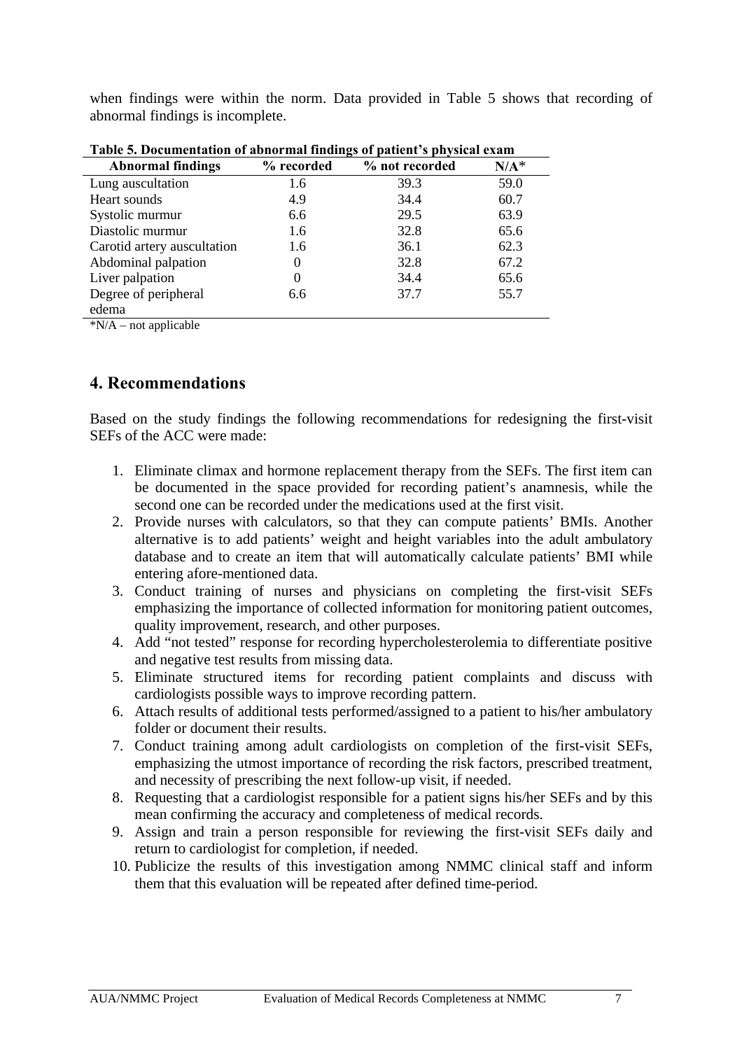when findings were within the norm. Data provided in Table 5 shows that recording of abnormal findings is incomplete.

**Table 5. Documentation of abnormal findings of patient's physical exam**

| Abnormal findings | % recorded | % not recorded | N/A* |
|---|---|---|---|
| Lung auscultation | 1.6 | 39.3 | 59.0 |
| Heart sounds | 4.9 | 34.4 | 60.7 |
| Systolic murmur | 6.6 | 29.5 | 63.9 |
| Diastolic murmur | 1.6 | 32.8 | 65.6 |
| Carotid artery auscultation | 1.6 | 36.1 | 62.3 |
| Abdominal palpation | 0 | 32.8 | 67.2 |
| Liver palpation | 0 | 34.4 | 65.6 |
| Degree of peripheral edema | 6.6 | 37.7 | 55.7 |

*N/A – not applicable

## 4. Recommendations

Based on the study findings the following recommendations for redesigning the first-visit SEFs of the ACC were made:

1. Eliminate climax and hormone replacement therapy from the SEFs. The first item can be documented in the space provided for recording patient's anamnesis, while the second one can be recorded under the medications used at the first visit.
2. Provide nurses with calculators, so that they can compute patients' BMIs. Another alternative is to add patients' weight and height variables into the adult ambulatory database and to create an item that will automatically calculate patients' BMI while entering afore-mentioned data.
3. Conduct training of nurses and physicians on completing the first-visit SEFs emphasizing the importance of collected information for monitoring patient outcomes, quality improvement, research, and other purposes.
4. Add "not tested" response for recording hypercholesterolemia to differentiate positive and negative test results from missing data.
5. Eliminate structured items for recording patient complaints and discuss with cardiologists possible ways to improve recording pattern.
6. Attach results of additional tests performed/assigned to a patient to his/her ambulatory folder or document their results.
7. Conduct training among adult cardiologists on completion of the first-visit SEFs, emphasizing the utmost importance of recording the risk factors, prescribed treatment, and necessity of prescribing the next follow-up visit, if needed.
8. Requesting that a cardiologist responsible for a patient signs his/her SEFs and by this mean confirming the accuracy and completeness of medical records.
9. Assign and train a person responsible for reviewing the first-visit SEFs daily and return to cardiologist for completion, if needed.
10. Publicize the results of this investigation among NMMC clinical staff and inform them that this evaluation will be repeated after defined time-period.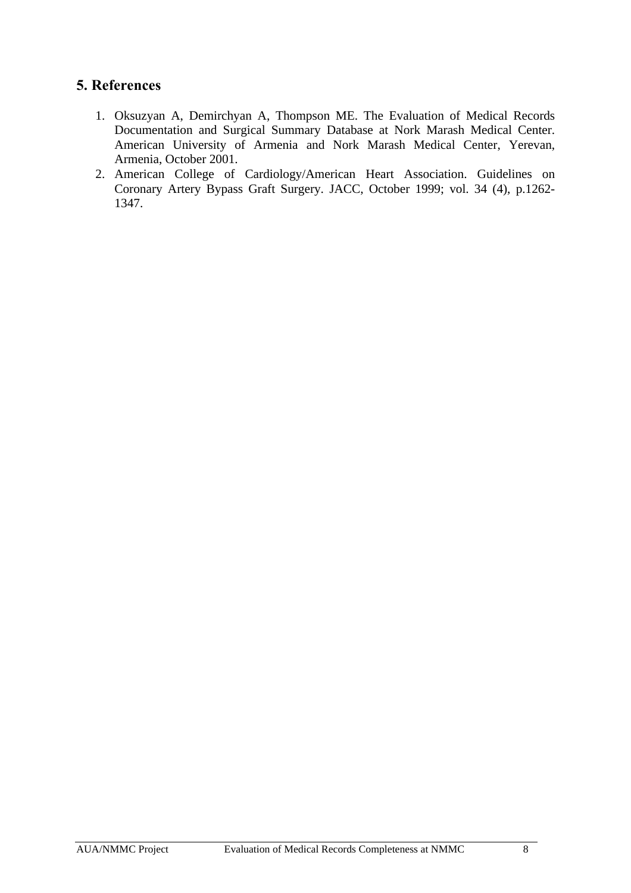## 5. References

1. Oksuzyan A, Demirchyan A, Thompson ME. The Evaluation of Medical Records Documentation and Surgical Summary Database at Nork Marash Medical Center. American University of Armenia and Nork Marash Medical Center, Yerevan, Armenia, October 2001.
2. American College of Cardiology/American Heart Association. Guidelines on Coronary Artery Bypass Graft Surgery. JACC, October 1999; vol. 34 (4), p.1262-1347.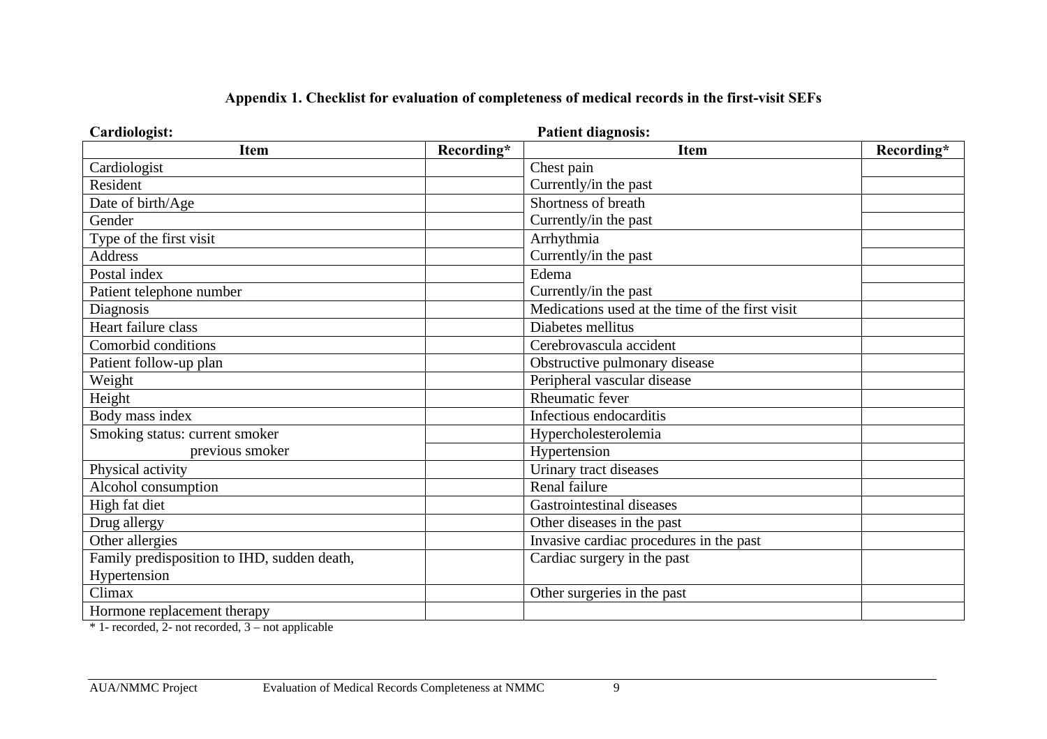### Appendix 1. Checklist for evaluation of completeness of medical records in the first-visit SEFs

**Cardiologist:** **Patient diagnosis:**

| Item | Recording* | Item | Recording* |
|---|---|---|---|
| Cardiologist | | Chest pain | |
| Resident | | Currently/in the past | |
| Date of birth/Age | | Shortness of breath | |
| Gender | | Currently/in the past | |
| Type of the first visit | | Arrhythmia | |
| Address | | Currently/in the past | |
| Postal index | | Edema | |
| Patient telephone number | | Currently/in the past | |
| Diagnosis | | Medications used at the time of the first visit | |
| Heart failure class | | Diabetes mellitus | |
| Comorbid conditions | | Cerebrovascula accident | |
| Patient follow-up plan | | Obstructive pulmonary disease | |
| Weight | | Peripheral vascular disease | |
| Height | | Rheumatic fever | |
| Body mass index | | Infectious endocarditis | |
| Smoking status: current smoker | | Hypercholesterolemia | |
| previous smoker | | Hypertension | |
| Physical activity | | Urinary tract diseases | |
| Alcohol consumption | | Renal failure | |
| High fat diet | | Gastrointestinal diseases | |
| Drug allergy | | Other diseases in the past | |
| Other allergies | | Invasive cardiac procedures in the past | |
| Family predisposition to IHD, sudden death, Hypertension | | Cardiac surgery in the past | |
| Climax | | Other surgeries in the past | |
| Hormone replacement therapy | | | |

* 1- recorded, 2- not recorded, 3 – not applicable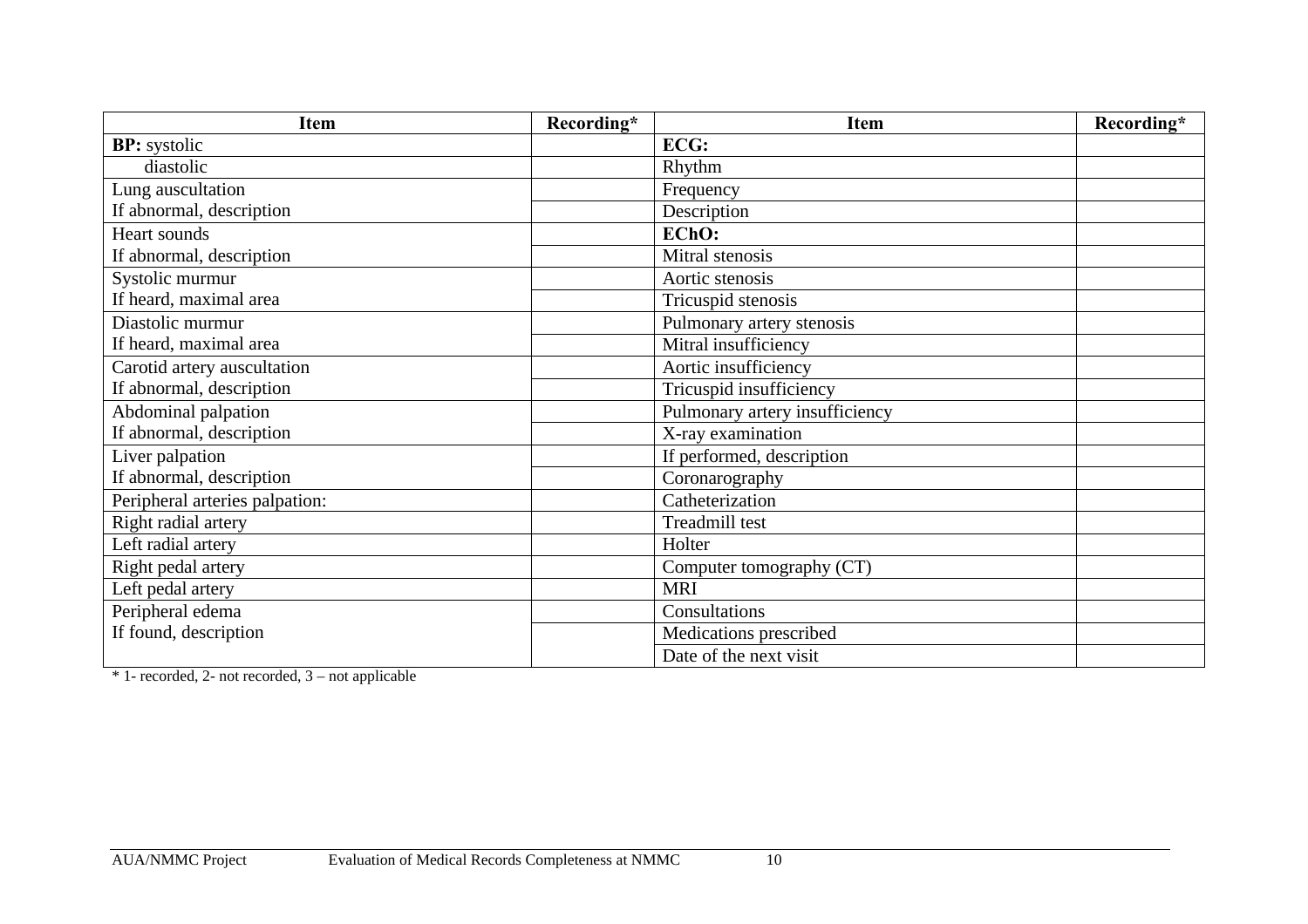| Item | Recording* | Item | Recording* |
|---|---|---|---|
| **BP:** systolic | | **ECG:** | |
| diastolic | | Rhythm | |
| Lung auscultation | | Frequency | |
| If abnormal, description | | Description | |
| Heart sounds | | **EChO:** | |
| If abnormal, description | | Mitral stenosis | |
| Systolic murmur | | Aortic stenosis | |
| If heard, maximal area | | Tricuspid stenosis | |
| Diastolic murmur | | Pulmonary artery stenosis | |
| If heard, maximal area | | Mitral insufficiency | |
| Carotid artery auscultation | | Aortic insufficiency | |
| If abnormal, description | | Tricuspid insufficiency | |
| Abdominal palpation | | Pulmonary artery insufficiency | |
| If abnormal, description | | X-ray examination | |
| Liver palpation | | If performed, description | |
| If abnormal, description | | Coronarography | |
| Peripheral arteries palpation: | | Catheterization | |
| Right radial artery | | Treadmill test | |
| Left radial artery | | Holter | |
| Right pedal artery | | Computer tomography (CT) | |
| Left pedal artery | | MRI | |
| Peripheral edema | | Consultations | |
| If found, description | | Medications prescribed | |
| | | Date of the next visit | |

* 1- recorded, 2- not recorded, 3 – not applicable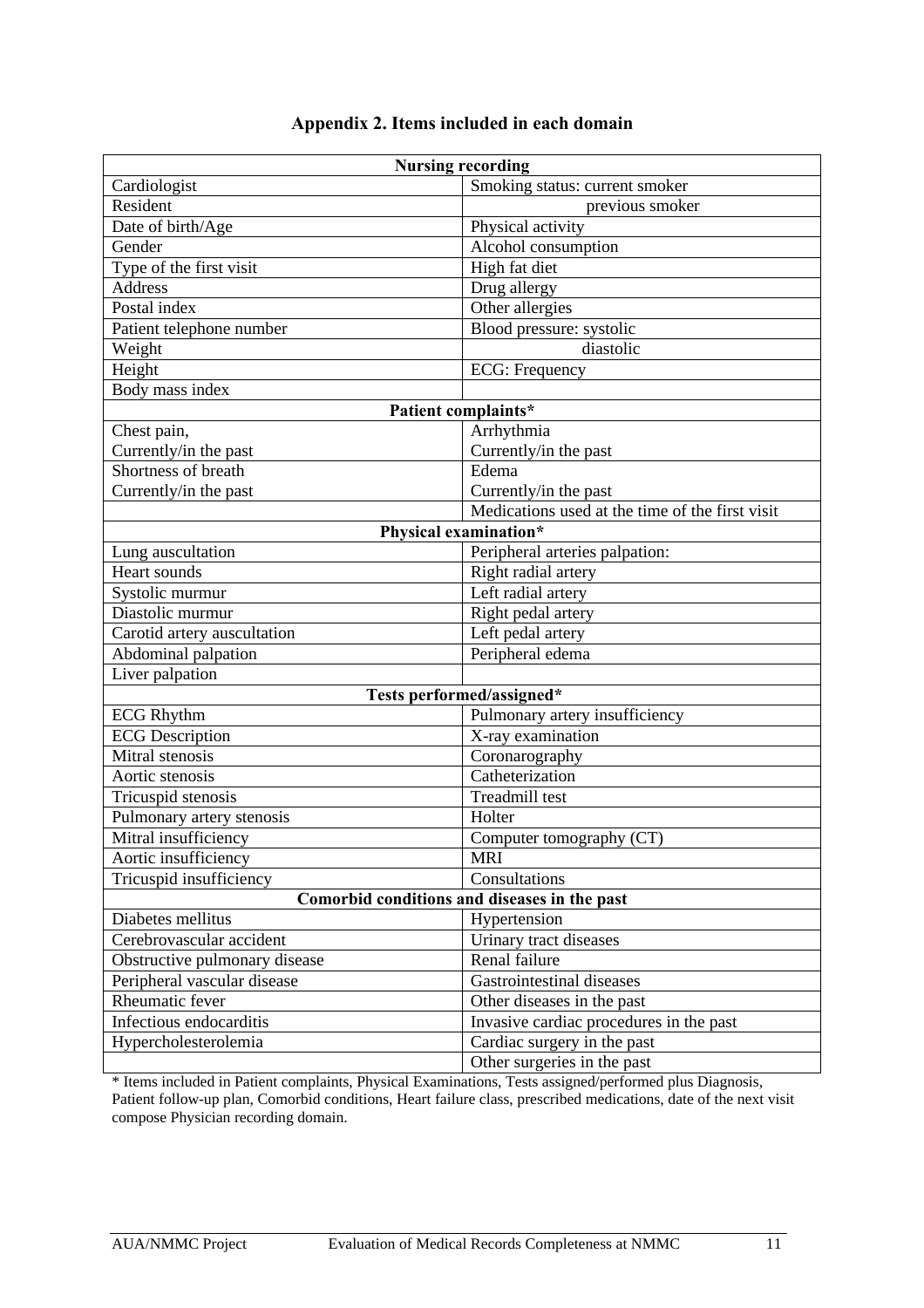## Appendix 2. Items included in each domain

| | |
|---|---|
| **Nursing recording** | |
| Cardiologist | Smoking status: current smoker |
| Resident | previous smoker |
| Date of birth/Age | Physical activity |
| Gender | Alcohol consumption |
| Type of the first visit | High fat diet |
| Address | Drug allergy |
| Postal index | Other allergies |
| Patient telephone number | Blood pressure: systolic |
| Weight | diastolic |
| Height | ECG: Frequency |
| Body mass index | |
| **Patient complaints*** | |
| Chest pain, Currently/in the past | Arrhythmia Currently/in the past |
| Shortness of breath Currently/in the past | Edema Currently/in the past |
| | Medications used at the time of the first visit |
| **Physical examination*** | |
| Lung auscultation | Peripheral arteries palpation: |
| Heart sounds | Right radial artery |
| Systolic murmur | Left radial artery |
| Diastolic murmur | Right pedal artery |
| Carotid artery auscultation | Left pedal artery |
| Abdominal palpation | Peripheral edema |
| Liver palpation | |
| **Tests performed/assigned*** | |
| ECG Rhythm | Pulmonary artery insufficiency |
| ECG Description | X-ray examination |
| Mitral stenosis | Coronarography |
| Aortic stenosis | Catheterization |
| Tricuspid stenosis | Treadmill test |
| Pulmonary artery stenosis | Holter |
| Mitral insufficiency | Computer tomography (CT) |
| Aortic insufficiency | MRI |
| Tricuspid insufficiency | Consultations |
| **Comorbid conditions and diseases in the past** | |
| Diabetes mellitus | Hypertension |
| Cerebrovascular accident | Urinary tract diseases |
| Obstructive pulmonary disease | Renal failure |
| Peripheral vascular disease | Gastrointestinal diseases |
| Rheumatic fever | Other diseases in the past |
| Infectious endocarditis | Invasive cardiac procedures in the past |
| Hypercholesterolemia | Cardiac surgery in the past |
| | Other surgeries in the past |

* Items included in Patient complaints, Physical Examinations, Tests assigned/performed plus Diagnosis, Patient follow-up plan, Comorbid conditions, Heart failure class, prescribed medications, date of the next visit compose Physician recording domain.